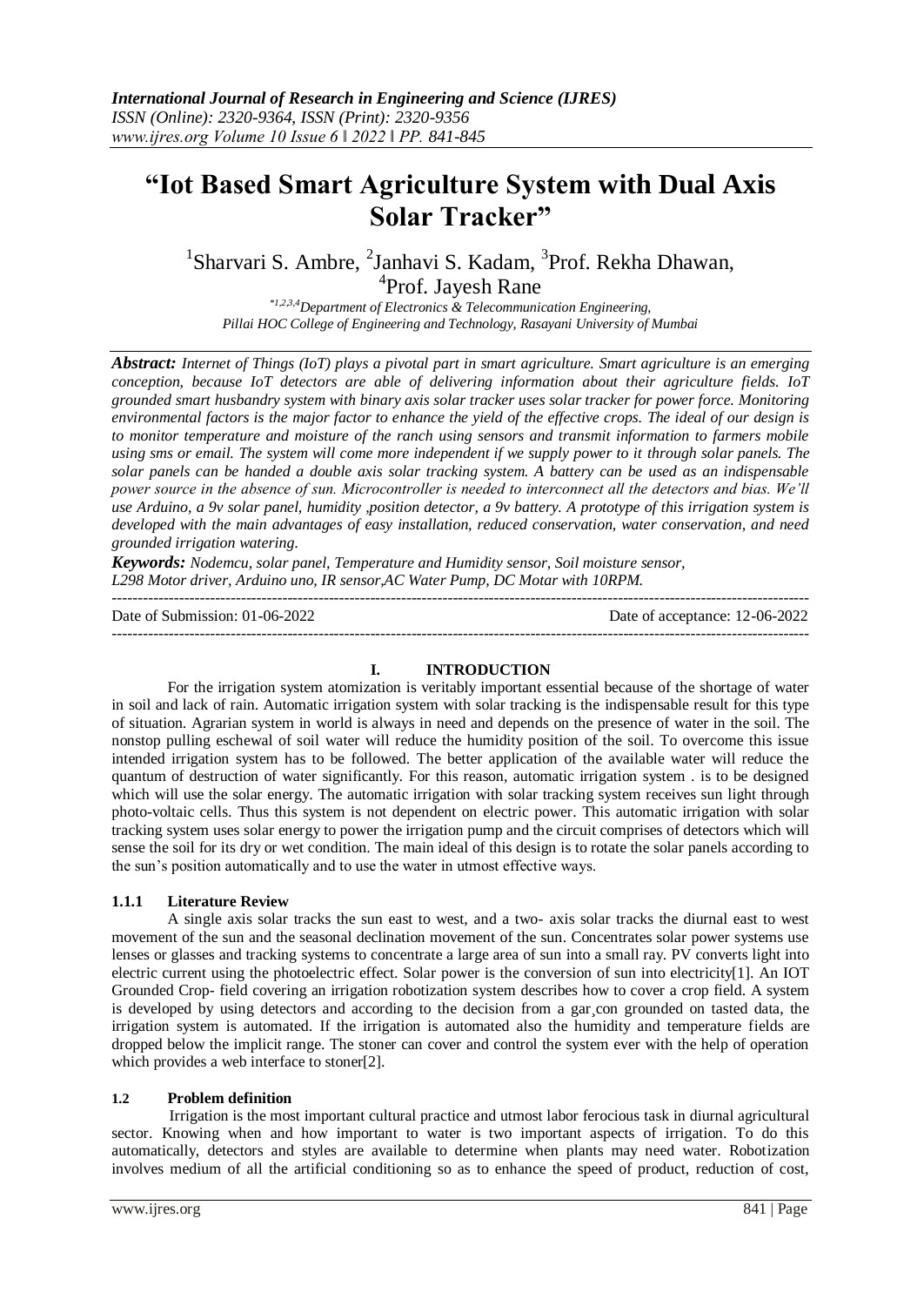# "Iot Based Smart Agriculture System with Dual Axis Solar Tracker"

[1]Sharvari S. Ambre, [2]Janhavi S. Kadam, [3]Prof. Rekha Dhawan, [4]Prof. Jayesh Rane

*[*1,2,3,4]Department of Electronics & Telecommunication Engineering, Pillai HOC College of Engineering and Technology, Rasayani University of Mumbai*

***Abstract:*** *Internet of Things (IoT) plays a pivotal part in smart agriculture. Smart agriculture is an emerging conception, because IoT detectors are able of delivering information about their agriculture fields. IoT grounded smart husbandry system with binary axis solar tracker uses solar tracker for power force. Monitoring environmental factors is the major factor to enhance the yield of the effective crops. The ideal of our design is to monitor temperature and moisture of the ranch using sensors and transmit information to farmers mobile using sms or email. The system will come more independent if we supply power to it through solar panels. The solar panels can be handed a double axis solar tracking system. A battery can be used as an indispensable power source in the absence of sun. Microcontroller is needed to interconnect all the detectors and bias. We'll use Arduino, a 9v solar panel, humidity ,position detector, a 9v battery. A prototype of this irrigation system is developed with the main advantages of easy installation, reduced conservation, water conservation, and need grounded irrigation watering.*

***Keywords:*** *Nodemcu, solar panel, Temperature and Humidity sensor, Soil moisture sensor, L298 Motor driver, Arduino uno, IR sensor,AC Water Pump, DC Motar with 10RPM.*

---

Date of Submission: 01-06-2022 Date of acceptance: 12-06-2022

---

## I. INTRODUCTION

For the irrigation system atomization is veritably important essential because of the shortage of water in soil and lack of rain. Automatic irrigation system with solar tracking is the indispensable result for this type of situation. Agrarian system in world is always in need and depends on the presence of water in the soil. The nonstop pulling eschewal of soil water will reduce the humidity position of the soil. To overcome this issue intended irrigation system has to be followed. The better application of the available water will reduce the quantum of destruction of water significantly. For this reason, automatic irrigation system . is to be designed which will use the solar energy. The automatic irrigation with solar tracking system receives sun light through photo-voltaic cells. Thus this system is not dependent on electric power. This automatic irrigation with solar tracking system uses solar energy to power the irrigation pump and the circuit comprises of detectors which will sense the soil for its dry or wet condition. The main ideal of this design is to rotate the solar panels according to the sun's position automatically and to use the water in utmost effective ways.

### 1.1.1 Literature Review

A single axis solar tracks the sun east to west, and a two- axis solar tracks the diurnal east to west movement of the sun and the seasonal declination movement of the sun. Concentrates solar power systems use lenses or glasses and tracking systems to concentrate a large area of sun into a small ray. PV converts light into electric current using the photoelectric effect. Solar power is the conversion of sun into electricity[1]. An IOT Grounded Crop- field covering an irrigation robotization system describes how to cover a crop field. A system is developed by using detectors and according to the decision from a gar¸con grounded on tasted data, the irrigation system is automated. If the irrigation is automated also the humidity and temperature fields are dropped below the implicit range. The stoner can cover and control the system ever with the help of operation which provides a web interface to stoner[2].

### 1.2 Problem definition

Irrigation is the most important cultural practice and utmost labor ferocious task in diurnal agricultural sector. Knowing when and how important to water is two important aspects of irrigation. To do this automatically, detectors and styles are available to determine when plants may need water. Robotization involves medium of all the artificial conditioning so as to enhance the speed of product, reduction of cost,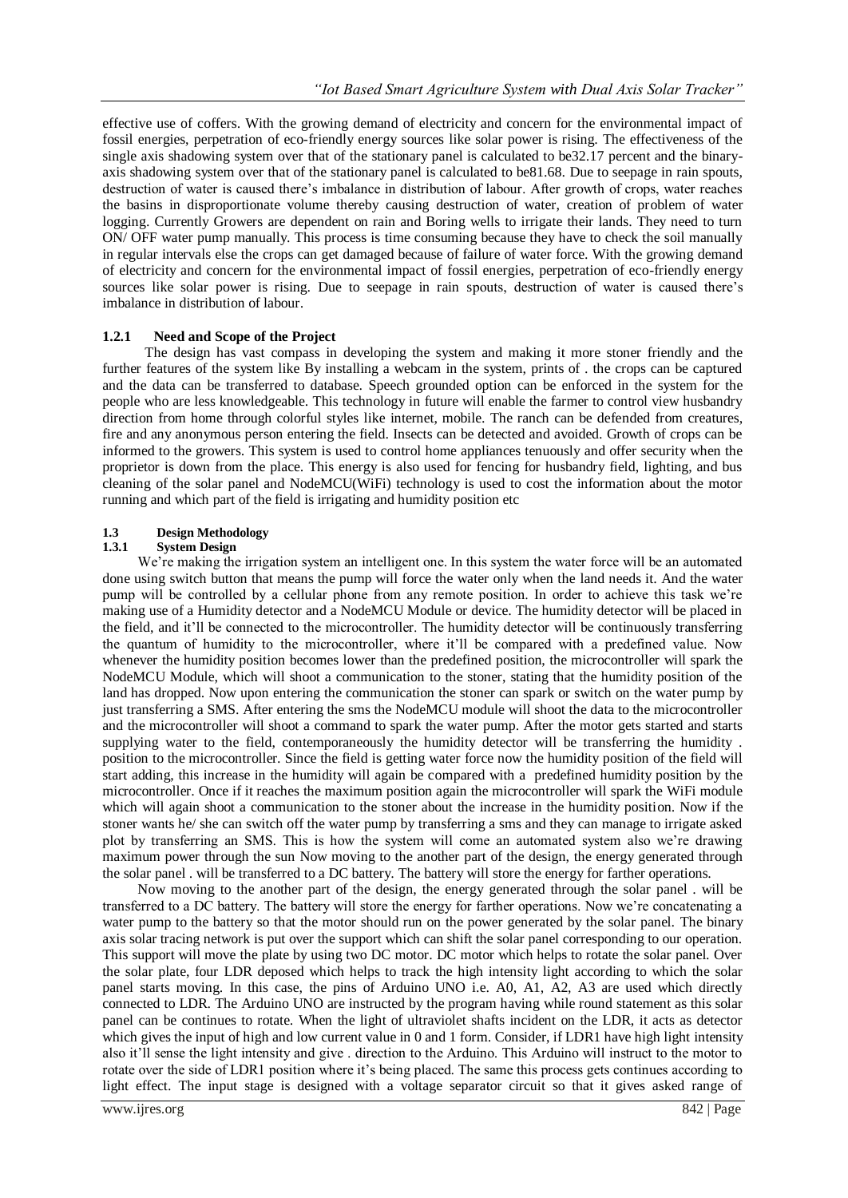effective use of coffers. With the growing demand of electricity and concern for the environmental impact of fossil energies, perpetration of eco-friendly energy sources like solar power is rising. The effectiveness of the single axis shadowing system over that of the stationary panel is calculated to be32.17 percent and the binary-axis shadowing system over that of the stationary panel is calculated to be81.68. Due to seepage in rain spouts, destruction of water is caused there's imbalance in distribution of labour. After growth of crops, water reaches the basins in disproportionate volume thereby causing destruction of water, creation of problem of water logging. Currently Growers are dependent on rain and Boring wells to irrigate their lands. They need to turn ON/ OFF water pump manually. This process is time consuming because they have to check the soil manually in regular intervals else the crops can get damaged because of failure of water force. With the growing demand of electricity and concern for the environmental impact of fossil energies, perpetration of eco-friendly energy sources like solar power is rising. Due to seepage in rain spouts, destruction of water is caused there's imbalance in distribution of labour.

### 1.2.1 Need and Scope of the Project

The design has vast compass in developing the system and making it more stoner friendly and the further features of the system like By installing a webcam in the system, prints of . the crops can be captured and the data can be transferred to database. Speech grounded option can be enforced in the system for the people who are less knowledgeable. This technology in future will enable the farmer to control view husbandry direction from home through colorful styles like internet, mobile. The ranch can be defended from creatures, fire and any anonymous person entering the field. Insects can be detected and avoided. Growth of crops can be informed to the growers. This system is used to control home appliances tenuously and offer security when the proprietor is down from the place. This energy is also used for fencing for husbandry field, lighting, and bus cleaning of the solar panel and NodeMCU(WiFi) technology is used to cost the information about the motor running and which part of the field is irrigating and humidity position etc

## 1.3 Design Methodology

### 1.3.1 System Design

We're making the irrigation system an intelligent one. In this system the water force will be an automated done using switch button that means the pump will force the water only when the land needs it. And the water pump will be controlled by a cellular phone from any remote position. In order to achieve this task we're making use of a Humidity detector and a NodeMCU Module or device. The humidity detector will be placed in the field, and it'll be connected to the microcontroller. The humidity detector will be continuously transferring the quantum of humidity to the microcontroller, where it'll be compared with a predefined value. Now whenever the humidity position becomes lower than the predefined position, the microcontroller will spark the NodeMCU Module, which will shoot a communication to the stoner, stating that the humidity position of the land has dropped. Now upon entering the communication the stoner can spark or switch on the water pump by just transferring a SMS. After entering the sms the NodeMCU module will shoot the data to the microcontroller and the microcontroller will shoot a command to spark the water pump. After the motor gets started and starts supplying water to the field, contemporaneously the humidity detector will be transferring the humidity . position to the microcontroller. Since the field is getting water force now the humidity position of the field will start adding, this increase in the humidity will again be compared with a predefined humidity position by the microcontroller. Once if it reaches the maximum position again the microcontroller will spark the WiFi module which will again shoot a communication to the stoner about the increase in the humidity position. Now if the stoner wants he/ she can switch off the water pump by transferring a sms and they can manage to irrigate asked plot by transferring an SMS. This is how the system will come an automated system also we're drawing maximum power through the sun Now moving to the another part of the design, the energy generated through the solar panel . will be transferred to a DC battery. The battery will store the energy for farther operations.

Now moving to the another part of the design, the energy generated through the solar panel . will be transferred to a DC battery. The battery will store the energy for farther operations. Now we're concatenating a water pump to the battery so that the motor should run on the power generated by the solar panel. The binary axis solar tracing network is put over the support which can shift the solar panel corresponding to our operation. This support will move the plate by using two DC motor. DC motor which helps to rotate the solar panel. Over the solar plate, four LDR deposed which helps to track the high intensity light according to which the solar panel starts moving. In this case, the pins of Arduino UNO i.e. A0, A1, A2, A3 are used which directly connected to LDR. The Arduino UNO are instructed by the program having while round statement as this solar panel can be continues to rotate. When the light of ultraviolet shafts incident on the LDR, it acts as detector which gives the input of high and low current value in 0 and 1 form. Consider, if LDR1 have high light intensity also it'll sense the light intensity and give . direction to the Arduino. This Arduino will instruct to the motor to rotate over the side of LDR1 position where it's being placed. The same this process gets continues according to light effect. The input stage is designed with a voltage separator circuit so that it gives asked range of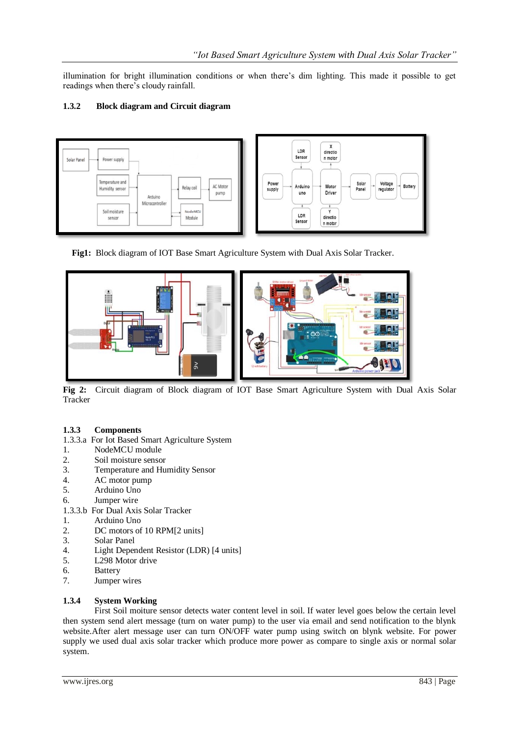illumination for bright illumination conditions or when there's dim lighting. This made it possible to get readings when there's cloudy rainfall.

### 1.3.2 Block diagram and Circuit diagram

**Fig1:** Block diagram of IOT Base Smart Agriculture System with Dual Axis Solar Tracker.

**Fig 2:** Circuit diagram of Block diagram of IOT Base Smart Agriculture System with Dual Axis Solar Tracker

### 1.3.3 Components

1.3.3.a For Iot Based Smart Agriculture System

1. NodeMCU module
2. Soil moisture sensor
3. Temperature and Humidity Sensor
4. AC motor pump
5. Arduino Uno
6. Jumper wire

1.3.3.b For Dual Axis Solar Tracker

1. Arduino Uno
2. DC motors of 10 RPM[2 units]
3. Solar Panel
4. Light Dependent Resistor (LDR) [4 units]
5. L298 Motor drive
6. Battery
7. Jumper wires

### 1.3.4 System Working

First Soil moiture sensor detects water content level in soil. If water level goes below the certain level then system send alert message (turn on water pump) to the user via email and send notification to the blynk website.After alert message user can turn ON/OFF water pump using switch on blynk website. For power supply we used dual axis solar tracker which produce more power as compare to single axis or normal solar system.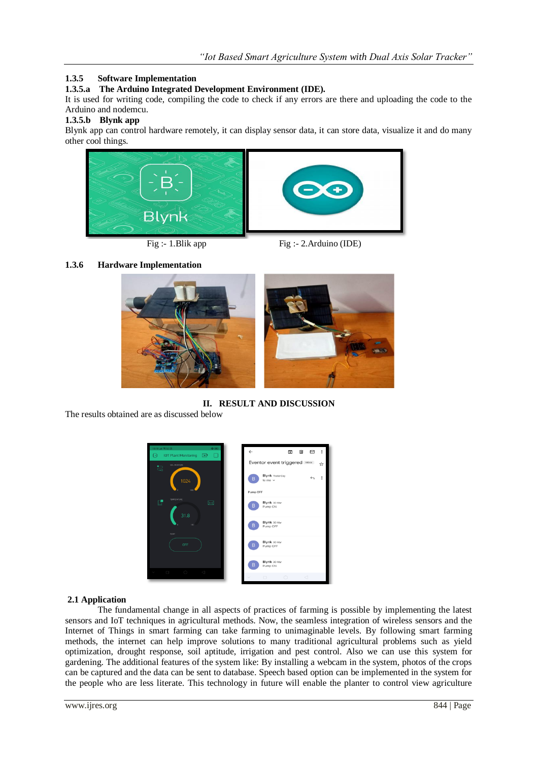### 1.3.5 Software Implementation

#### 1.3.5.a The Arduino Integrated Development Environment (IDE).

It is used for writing code, compiling the code to check if any errors are there and uploading the code to the Arduino and nodemcu.

#### 1.3.5.b Blynk app

Blynk app can control hardware remotely, it can display sensor data, it can store data, visualize it and do many other cool things.

Fig :- 1.Blik app

Fig :- 2.Arduino (IDE)

### 1.3.6 Hardware Implementation

## II. RESULT AND DISCUSSION

The results obtained are as discussed below

### 2.1 Application

The fundamental change in all aspects of practices of farming is possible by implementing the latest sensors and IoT techniques in agricultural methods. Now, the seamless integration of wireless sensors and the Internet of Things in smart farming can take farming to unimaginable levels. By following smart farming methods, the internet can help improve solutions to many traditional agricultural problems such as yield optimization, drought response, soil aptitude, irrigation and pest control. Also we can use this system for gardening. The additional features of the system like: By installing a webcam in the system, photos of the crops can be captured and the data can be sent to database. Speech based option can be implemented in the system for the people who are less literate. This technology in future will enable the planter to control view agriculture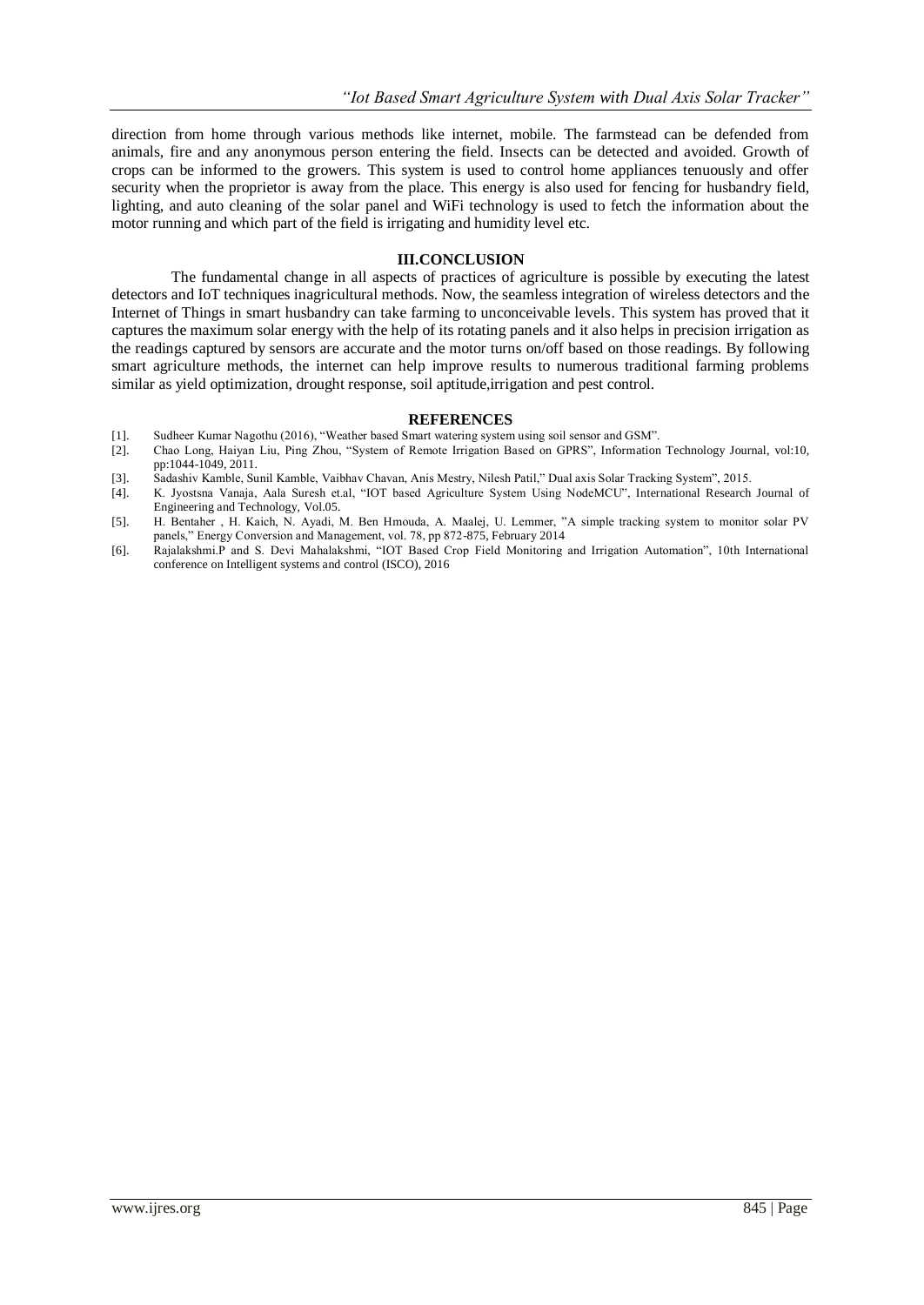direction from home through various methods like internet, mobile. The farmstead can be defended from animals, fire and any anonymous person entering the field. Insects can be detected and avoided. Growth of crops can be informed to the growers. This system is used to control home appliances tenuously and offer security when the proprietor is away from the place. This energy is also used for fencing for husbandry field, lighting, and auto cleaning of the solar panel and WiFi technology is used to fetch the information about the motor running and which part of the field is irrigating and humidity level etc.

## III.CONCLUSION

The fundamental change in all aspects of practices of agriculture is possible by executing the latest detectors and IoT techniques inagricultural methods. Now, the seamless integration of wireless detectors and the Internet of Things in smart husbandry can take farming to unconceivable levels. This system has proved that it captures the maximum solar energy with the help of its rotating panels and it also helps in precision irrigation as the readings captured by sensors are accurate and the motor turns on/off based on those readings. By following smart agriculture methods, the internet can help improve results to numerous traditional farming problems similar as yield optimization, drought response, soil aptitude,irrigation and pest control.

## REFERENCES

[1]. Sudheer Kumar Nagothu (2016), "Weather based Smart watering system using soil sensor and GSM".

[2]. Chao Long, Haiyan Liu, Ping Zhou, "System of Remote Irrigation Based on GPRS", Information Technology Journal, vol:10, pp:1044-1049, 2011.

[3]. Sadashiv Kamble, Sunil Kamble, Vaibhav Chavan, Anis Mestry, Nilesh Patil," Dual axis Solar Tracking System", 2015.

[4]. K. Jyostsna Vanaja, Aala Suresh et.al, "IOT based Agriculture System Using NodeMCU", International Research Journal of Engineering and Technology, Vol.05.

[5]. H. Bentaher , H. Kaich, N. Ayadi, M. Ben Hmouda, A. Maalej, U. Lemmer, "A simple tracking system to monitor solar PV panels," Energy Conversion and Management, vol. 78, pp 872-875, February 2014

[6]. Rajalakshmi.P and S. Devi Mahalakshmi, "IOT Based Crop Field Monitoring and Irrigation Automation", 10th International conference on Intelligent systems and control (ISCO), 2016